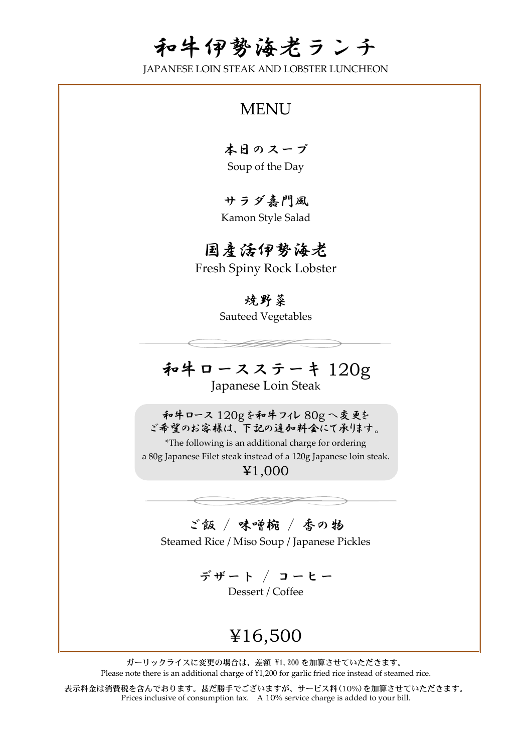# 和牛伊勢海老ランチ

JAPANESE LOIN STEAK AND LOBSTER LUNCHEON

## MENU

**本日のスープ**
Soup of the Day

**サラダ嘉門風**
Kamon Style Salad

**国産活伊勢海老**
Fresh Spiny Rock Lobster

**焼野菜**
Sauteed Vegetables

**和牛ロースステーキ 120g**
Japanese Loin Steak

和牛ロース 120gを和牛フィレ 80g へ変更を
ご希望のお客様は、下記の追加料金にて承ります。
*The following is an additional charge for ordering
a 80g Japanese Filet steak instead of a 120g Japanese loin steak.
¥1,000

**ご飯 / 味噌椀 / 香の物**
Steamed Rice / Miso Soup / Japanese Pickles

**デザート / コーヒー**
Dessert / Coffee

**¥16,500**

ガーリックライスに変更の場合は、差額 ¥1,200 を加算させていただきます。
Please note there is an additional charge of ¥1,200 for garlic fried rice instead of steamed rice.

表示料金は消費税を含んでおります。甚だ勝手でございますが、サービス料(10%)を加算させていただきます。
Prices inclusive of consumption tax. A 10% service charge is added to your bill.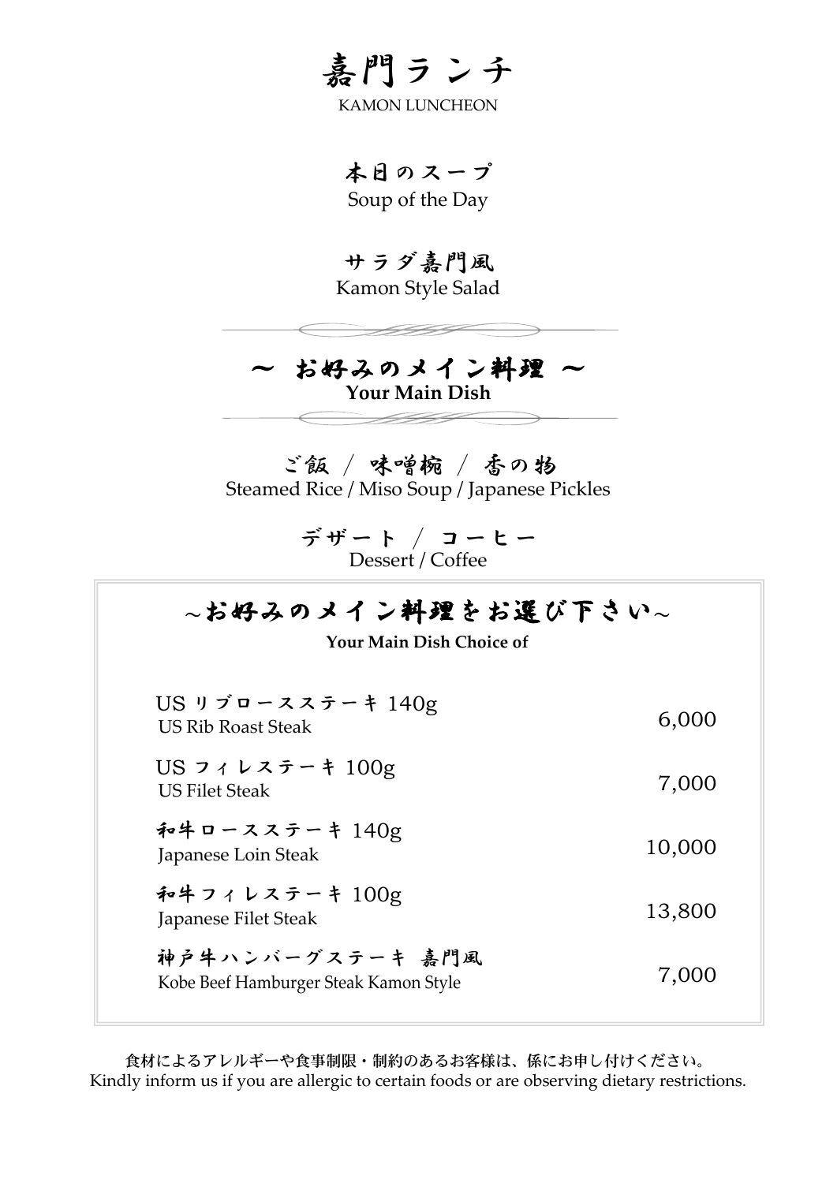# 嘉門ランチ

KAMON LUNCHEON

本日のスープ
Soup of the Day

サラダ嘉門風
Kamon Style Salad

## ～ お好みのメイン料理 ～

**Your Main Dish**

ご飯 / 味噌椀 / 香の物
Steamed Rice / Miso Soup / Japanese Pickles

デザート / コーヒー
Dessert / Coffee

## ~お好みのメイン料理をお選び下さい~

**Your Main Dish Choice of**

| | |
|---|---|
| US リブロースステーキ 140g<br>US Rib Roast Steak | 6,000 |
| US フィレステーキ 100g<br>US Filet Steak | 7,000 |
| 和牛ロースステーキ 140g<br>Japanese Loin Steak | 10,000 |
| 和牛フィレステーキ 100g<br>Japanese Filet Steak | 13,800 |
| 神戸牛ハンバーグステーキ 嘉門風<br>Kobe Beef Hamburger Steak Kamon Style | 7,000 |

食材によるアレルギーや食事制限・制約のあるお客様は、係にお申し付けください。
Kindly inform us if you are allergic to certain foods or are observing dietary restrictions.